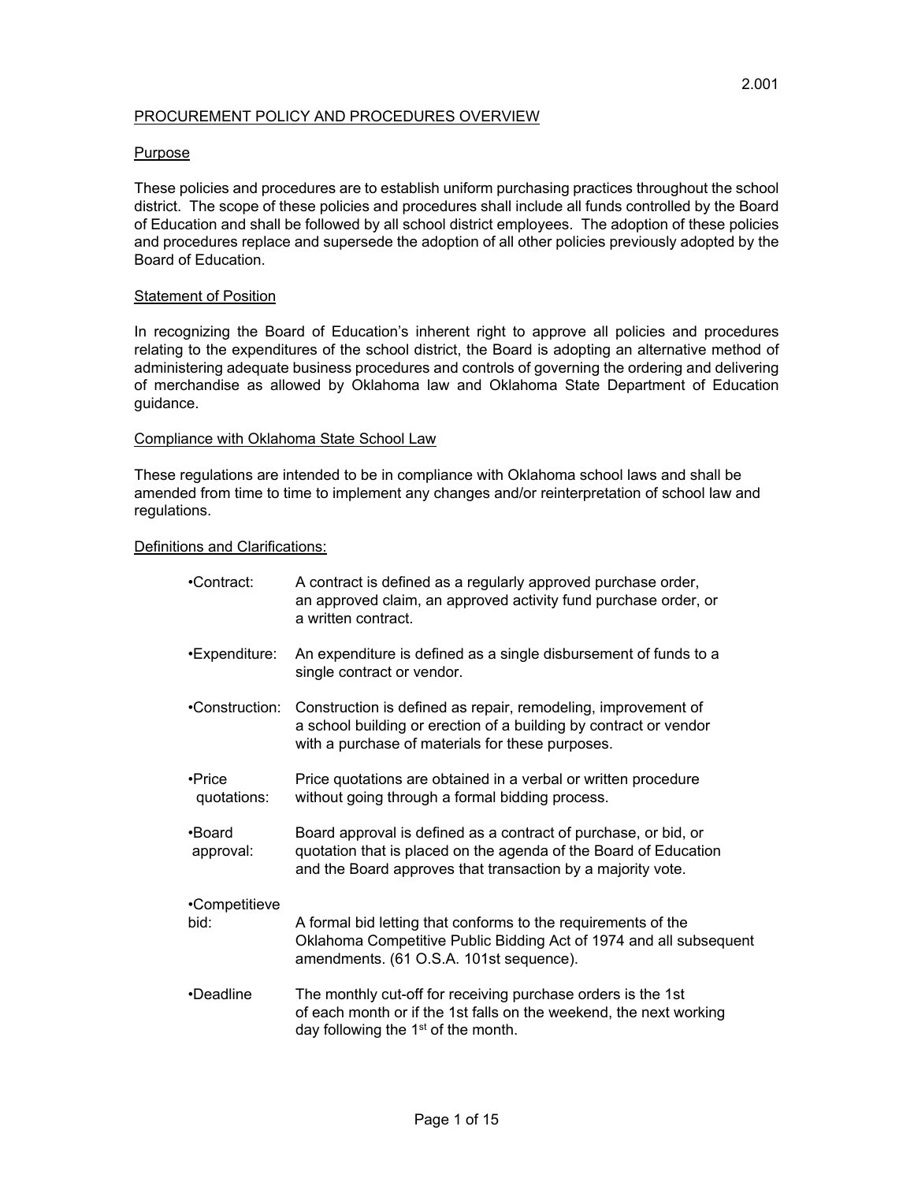2.001

PROCUREMENT POLICY AND PROCEDURES OVERVIEW

Purpose

These policies and procedures are to establish uniform purchasing practices throughout the school district. The scope of these policies and procedures shall include all funds controlled by the Board of Education and shall be followed by all school district employees. The adoption of these policies and procedures replace and supersede the adoption of all other policies previously adopted by the Board of Education.

Statement of Position

In recognizing the Board of Education's inherent right to approve all policies and procedures relating to the expenditures of the school district, the Board is adopting an alternative method of administering adequate business procedures and controls of governing the ordering and delivering of merchandise as allowed by Oklahoma law and Oklahoma State Department of Education guidance.

Compliance with Oklahoma State School Law

These regulations are intended to be in compliance with Oklahoma school laws and shall be amended from time to time to implement any changes and/or reinterpretation of school law and regulations.

Definitions and Clarifications:

- •Contract: A contract is defined as a regularly approved purchase order, an approved claim, an approved activity fund purchase order, or a written contract.
- •Expenditure: An expenditure is defined as a single disbursement of funds to a single contract or vendor.
- •Construction: Construction is defined as repair, remodeling, improvement of a school building or erection of a building by contract or vendor with a purchase of materials for these purposes.
- •Price quotations: Price quotations are obtained in a verbal or written procedure without going through a formal bidding process.
- •Board approval: Board approval is defined as a contract of purchase, or bid, or quotation that is placed on the agenda of the Board of Education and the Board approves that transaction by a majority vote.
- •Competitieve bid: A formal bid letting that conforms to the requirements of the Oklahoma Competitive Public Bidding Act of 1974 and all subsequent amendments. (61 O.S.A. 101st sequence).
- •Deadline The monthly cut-off for receiving purchase orders is the 1st of each month or if the 1st falls on the weekend, the next working day following the 1st of the month.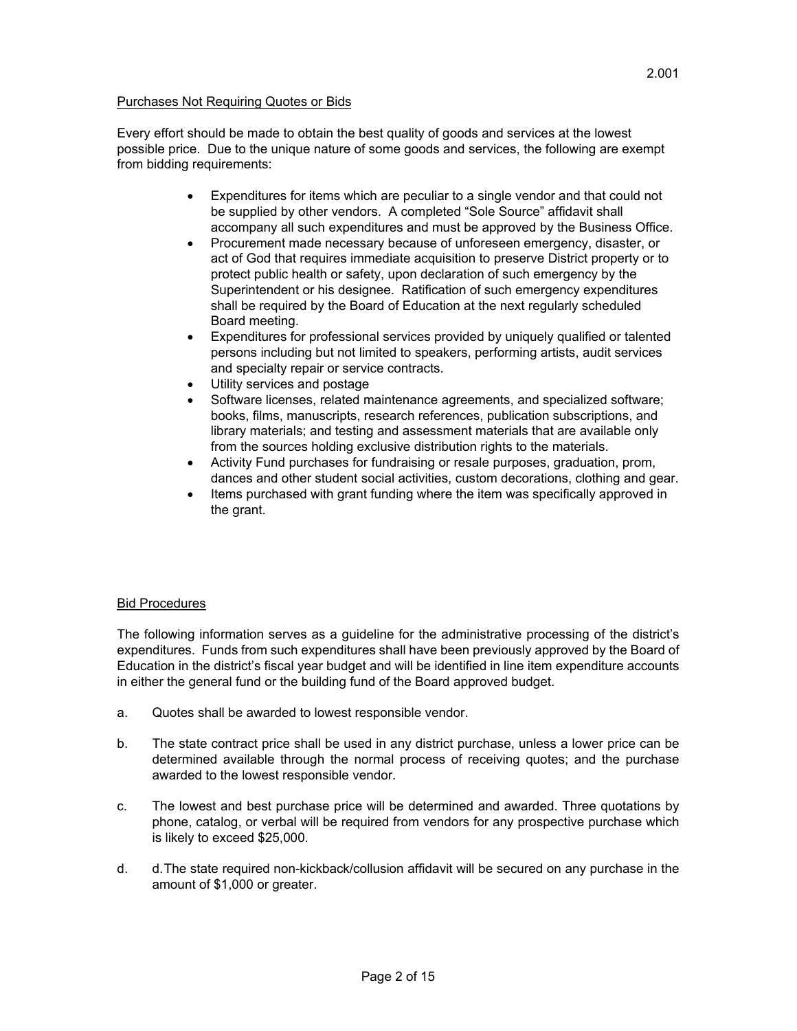Purchases Not Requiring Quotes or Bids

Every effort should be made to obtain the best quality of goods and services at the lowest possible price. Due to the unique nature of some goods and services, the following are exempt from bidding requirements:

- Expenditures for items which are peculiar to a single vendor and that could not be supplied by other vendors. A completed "Sole Source" affidavit shall accompany all such expenditures and must be approved by the Business Office.
- Procurement made necessary because of unforeseen emergency, disaster, or act of God that requires immediate acquisition to preserve District property or to protect public health or safety, upon declaration of such emergency by the Superintendent or his designee. Ratification of such emergency expenditures shall be required by the Board of Education at the next regularly scheduled Board meeting.
- Expenditures for professional services provided by uniquely qualified or talented persons including but not limited to speakers, performing artists, audit services and specialty repair or service contracts.
- Utility services and postage
- Software licenses, related maintenance agreements, and specialized software; books, films, manuscripts, research references, publication subscriptions, and library materials; and testing and assessment materials that are available only from the sources holding exclusive distribution rights to the materials.
- Activity Fund purchases for fundraising or resale purposes, graduation, prom, dances and other student social activities, custom decorations, clothing and gear.
- Items purchased with grant funding where the item was specifically approved in the grant.

Bid Procedures

The following information serves as a guideline for the administrative processing of the district's expenditures. Funds from such expenditures shall have been previously approved by the Board of Education in the district's fiscal year budget and will be identified in line item expenditure accounts in either the general fund or the building fund of the Board approved budget.

a. Quotes shall be awarded to lowest responsible vendor.

b. The state contract price shall be used in any district purchase, unless a lower price can be determined available through the normal process of receiving quotes; and the purchase awarded to the lowest responsible vendor.

c. The lowest and best purchase price will be determined and awarded. Three quotations by phone, catalog, or verbal will be required from vendors for any prospective purchase which is likely to exceed $25,000.

d. d.The state required non-kickback/collusion affidavit will be secured on any purchase in the amount of $1,000 or greater.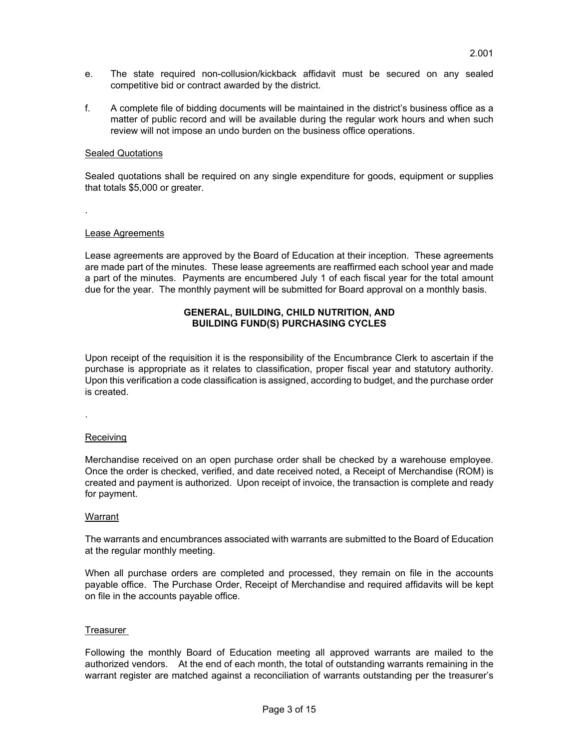e. The state required non-collusion/kickback affidavit must be secured on any sealed competitive bid or contract awarded by the district.

f. A complete file of bidding documents will be maintained in the district's business office as a matter of public record and will be available during the regular work hours and when such review will not impose an undo burden on the business office operations.

<u>Sealed Quotations</u>

Sealed quotations shall be required on any single expenditure for goods, equipment or supplies that totals $5,000 or greater.

.

<u>Lease Agreements</u>

Lease agreements are approved by the Board of Education at their inception. These agreements are made part of the minutes. These lease agreements are reaffirmed each school year and made a part of the minutes. Payments are encumbered July 1 of each fiscal year for the total amount due for the year. The monthly payment will be submitted for Board approval on a monthly basis.

**GENERAL, BUILDING, CHILD NUTRITION, AND BUILDING FUND(S) PURCHASING CYCLES**

Upon receipt of the requisition it is the responsibility of the Encumbrance Clerk to ascertain if the purchase is appropriate as it relates to classification, proper fiscal year and statutory authority. Upon this verification a code classification is assigned, according to budget, and the purchase order is created.

.

<u>Receiving</u>

Merchandise received on an open purchase order shall be checked by a warehouse employee. Once the order is checked, verified, and date received noted, a Receipt of Merchandise (ROM) is created and payment is authorized. Upon receipt of invoice, the transaction is complete and ready for payment.

<u>Warrant</u>

The warrants and encumbrances associated with warrants are submitted to the Board of Education at the regular monthly meeting.

When all purchase orders are completed and processed, they remain on file in the accounts payable office. The Purchase Order, Receipt of Merchandise and required affidavits will be kept on file in the accounts payable office.

<u>Treasurer</u>

Following the monthly Board of Education meeting all approved warrants are mailed to the authorized vendors. At the end of each month, the total of outstanding warrants remaining in the warrant register are matched against a reconciliation of warrants outstanding per the treasurer's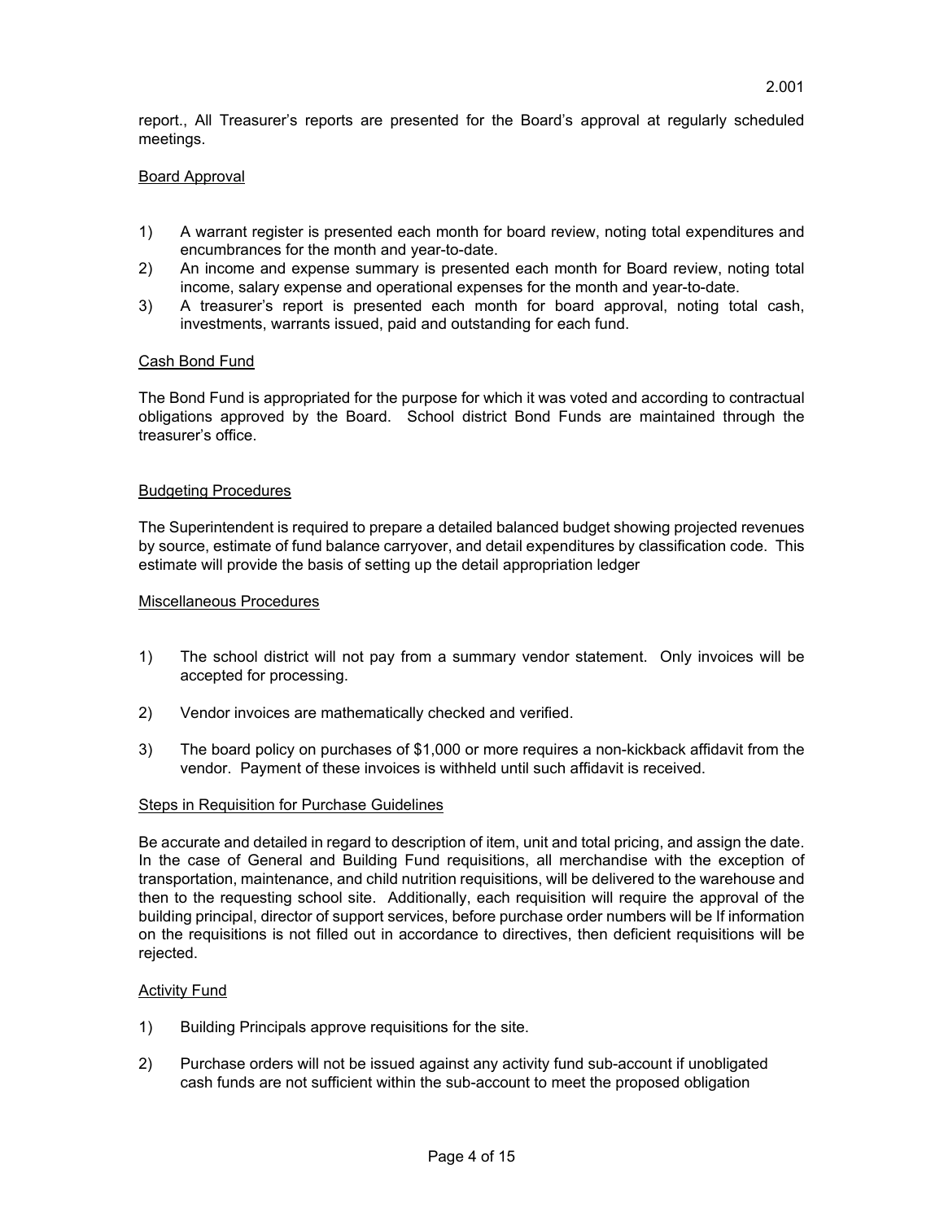report., All Treasurer's reports are presented for the Board's approval at regularly scheduled meetings.

Board Approval

1) A warrant register is presented each month for board review, noting total expenditures and encumbrances for the month and year-to-date.
2) An income and expense summary is presented each month for Board review, noting total income, salary expense and operational expenses for the month and year-to-date.
3) A treasurer's report is presented each month for board approval, noting total cash, investments, warrants issued, paid and outstanding for each fund.

Cash Bond Fund

The Bond Fund is appropriated for the purpose for which it was voted and according to contractual obligations approved by the Board. School district Bond Funds are maintained through the treasurer's office.

Budgeting Procedures

The Superintendent is required to prepare a detailed balanced budget showing projected revenues by source, estimate of fund balance carryover, and detail expenditures by classification code. This estimate will provide the basis of setting up the detail appropriation ledger

Miscellaneous Procedures

1) The school district will not pay from a summary vendor statement. Only invoices will be accepted for processing.

2) Vendor invoices are mathematically checked and verified.

3) The board policy on purchases of $1,000 or more requires a non-kickback affidavit from the vendor. Payment of these invoices is withheld until such affidavit is received.

Steps in Requisition for Purchase Guidelines

Be accurate and detailed in regard to description of item, unit and total pricing, and assign the date. In the case of General and Building Fund requisitions, all merchandise with the exception of transportation, maintenance, and child nutrition requisitions, will be delivered to the warehouse and then to the requesting school site. Additionally, each requisition will require the approval of the building principal, director of support services, before purchase order numbers will be If information on the requisitions is not filled out in accordance to directives, then deficient requisitions will be rejected.

Activity Fund

1) Building Principals approve requisitions for the site.

2) Purchase orders will not be issued against any activity fund sub-account if unobligated cash funds are not sufficient within the sub-account to meet the proposed obligation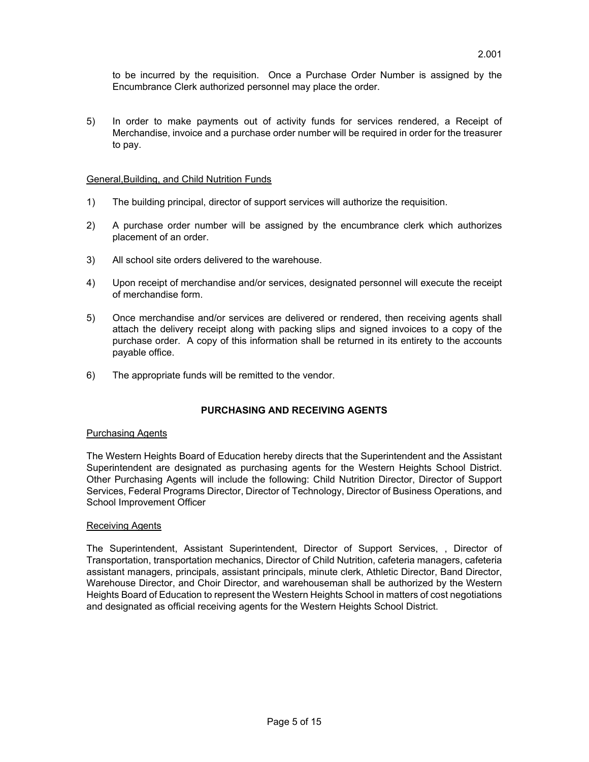to be incurred by the requisition. Once a Purchase Order Number is assigned by the Encumbrance Clerk authorized personnel may place the order.

5) In order to make payments out of activity funds for services rendered, a Receipt of Merchandise, invoice and a purchase order number will be required in order for the treasurer to pay.

<u>General,Building, and Child Nutrition Funds</u>

1) The building principal, director of support services will authorize the requisition.

2) A purchase order number will be assigned by the encumbrance clerk which authorizes placement of an order.

3) All school site orders delivered to the warehouse.

4) Upon receipt of merchandise and/or services, designated personnel will execute the receipt of merchandise form.

5) Once merchandise and/or services are delivered or rendered, then receiving agents shall attach the delivery receipt along with packing slips and signed invoices to a copy of the purchase order. A copy of this information shall be returned in its entirety to the accounts payable office.

6) The appropriate funds will be remitted to the vendor.

## PURCHASING AND RECEIVING AGENTS

<u>Purchasing Agents</u>

The Western Heights Board of Education hereby directs that the Superintendent and the Assistant Superintendent are designated as purchasing agents for the Western Heights School District. Other Purchasing Agents will include the following: Child Nutrition Director, Director of Support Services, Federal Programs Director, Director of Technology, Director of Business Operations, and School Improvement Officer

<u>Receiving Agents</u>

The Superintendent, Assistant Superintendent, Director of Support Services, , Director of Transportation, transportation mechanics, Director of Child Nutrition, cafeteria managers, cafeteria assistant managers, principals, assistant principals, minute clerk, Athletic Director, Band Director, Warehouse Director, and Choir Director, and warehouseman shall be authorized by the Western Heights Board of Education to represent the Western Heights School in matters of cost negotiations and designated as official receiving agents for the Western Heights School District.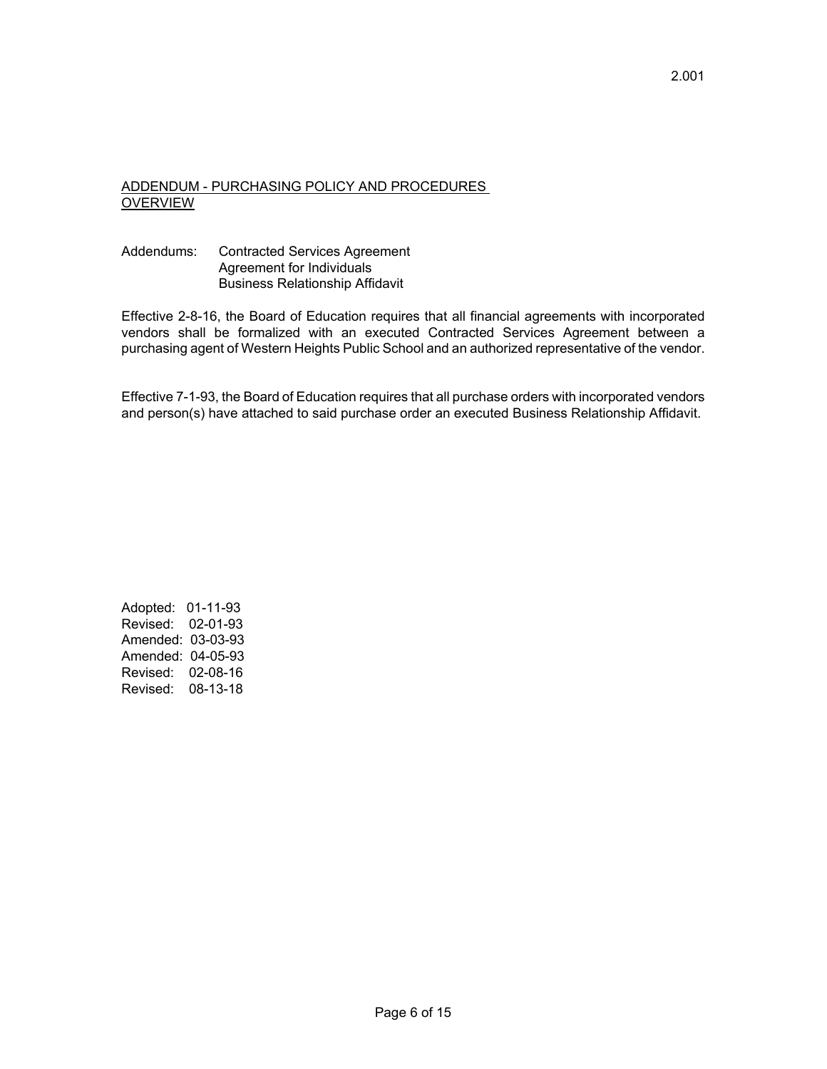2.001

## ADDENDUM - PURCHASING POLICY AND PROCEDURES OVERVIEW

Addendums: Contracted Services Agreement
Agreement for Individuals
Business Relationship Affidavit

Effective 2-8-16, the Board of Education requires that all financial agreements with incorporated vendors shall be formalized with an executed Contracted Services Agreement between a purchasing agent of Western Heights Public School and an authorized representative of the vendor.

Effective 7-1-93, the Board of Education requires that all purchase orders with incorporated vendors and person(s) have attached to said purchase order an executed Business Relationship Affidavit.

Adopted: 01-11-93
Revised: 02-01-93
Amended: 03-03-93
Amended: 04-05-93
Revised: 02-08-16
Revised: 08-13-18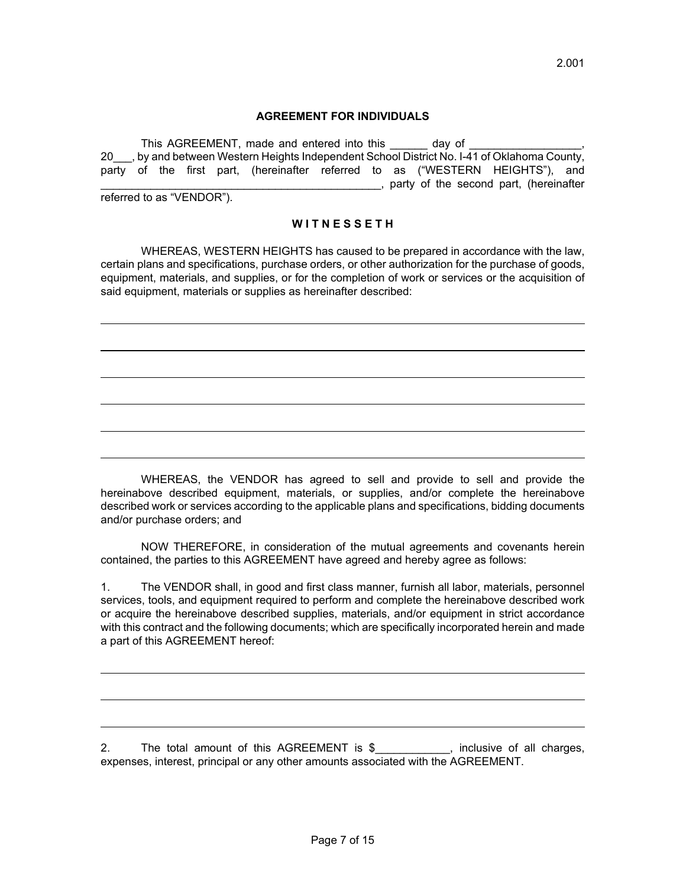2.001

**AGREEMENT FOR INDIVIDUALS**

This AGREEMENT, made and entered into this ______ day of _________________, 20___, by and between Western Heights Independent School District No. I-41 of Oklahoma County, party of the first part, (hereinafter referred to as ("WESTERN HEIGHTS"), and ____________________________________________, party of the second part, (hereinafter referred to as "VENDOR").

**W I T N E S S E T H**

WHEREAS, WESTERN HEIGHTS has caused to be prepared in accordance with the law, certain plans and specifications, purchase orders, or other authorization for the purchase of goods, equipment, materials, and supplies, or for the completion of work or services or the acquisition of said equipment, materials or supplies as hereinafter described:

______________________________________________________________________________

______________________________________________________________________________

______________________________________________________________________________

______________________________________________________________________________

______________________________________________________________________________

______________________________________________________________________________

WHEREAS, the VENDOR has agreed to sell and provide to sell and provide the hereinabove described equipment, materials, or supplies, and/or complete the hereinabove described work or services according to the applicable plans and specifications, bidding documents and/or purchase orders; and

NOW THEREFORE, in consideration of the mutual agreements and covenants herein contained, the parties to this AGREEMENT have agreed and hereby agree as follows:

1. The VENDOR shall, in good and first class manner, furnish all labor, materials, personnel services, tools, and equipment required to perform and complete the hereinabove described work or acquire the hereinabove described supplies, materials, and/or equipment in strict accordance with this contract and the following documents; which are specifically incorporated herein and made a part of this AGREEMENT hereof:

______________________________________________________________________________

______________________________________________________________________________

______________________________________________________________________________

2. The total amount of this AGREEMENT is $____________, inclusive of all charges, expenses, interest, principal or any other amounts associated with the AGREEMENT.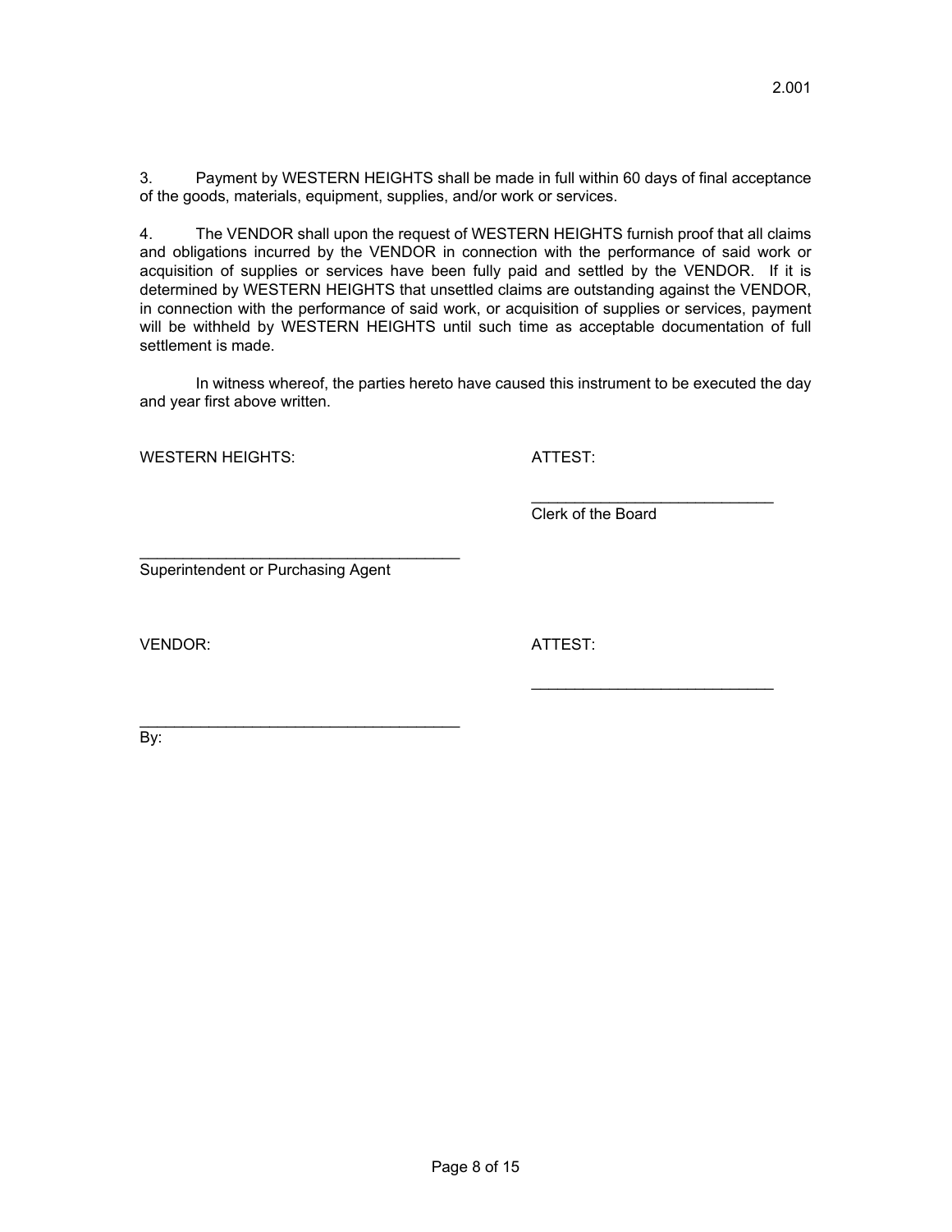3. Payment by WESTERN HEIGHTS shall be made in full within 60 days of final acceptance of the goods, materials, equipment, supplies, and/or work or services.

4. The VENDOR shall upon the request of WESTERN HEIGHTS furnish proof that all claims and obligations incurred by the VENDOR in connection with the performance of said work or acquisition of supplies or services have been fully paid and settled by the VENDOR. If it is determined by WESTERN HEIGHTS that unsettled claims are outstanding against the VENDOR, in connection with the performance of said work, or acquisition of supplies or services, payment will be withheld by WESTERN HEIGHTS until such time as acceptable documentation of full settlement is made.

In witness whereof, the parties hereto have caused this instrument to be executed the day and year first above written.

WESTERN HEIGHTS: ATTEST:

\_\_\_\_\_\_\_\_\_\_\_\_\_\_\_\_\_\_\_\_\_\_\_\_\_\_\_\_
Clerk of the Board

\_\_\_\_\_\_\_\_\_\_\_\_\_\_\_\_\_\_\_\_\_\_\_\_\_\_\_\_\_\_\_\_\_\_\_\_
Superintendent or Purchasing Agent

VENDOR: ATTEST:

\_\_\_\_\_\_\_\_\_\_\_\_\_\_\_\_\_\_\_\_\_\_\_\_\_\_\_\_

\_\_\_\_\_\_\_\_\_\_\_\_\_\_\_\_\_\_\_\_\_\_\_\_\_\_\_\_\_\_\_\_\_\_\_\_
By: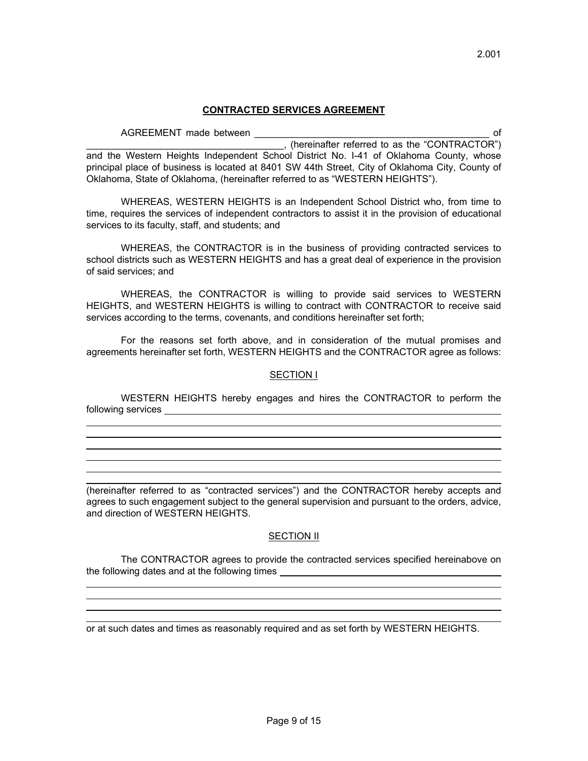2.001

**CONTRACTED SERVICES AGREEMENT**

AGREEMENT made between _____________________________________________ of _____________________________________, (hereinafter referred to as the "CONTRACTOR") and the Western Heights Independent School District No. I-41 of Oklahoma County, whose principal place of business is located at 8401 SW 44th Street, City of Oklahoma City, County of Oklahoma, State of Oklahoma, (hereinafter referred to as "WESTERN HEIGHTS").

WHEREAS, WESTERN HEIGHTS is an Independent School District who, from time to time, requires the services of independent contractors to assist it in the provision of educational services to its faculty, staff, and students; and

WHEREAS, the CONTRACTOR is in the business of providing contracted services to school districts such as WESTERN HEIGHTS and has a great deal of experience in the provision of said services; and

WHEREAS, the CONTRACTOR is willing to provide said services to WESTERN HEIGHTS, and WESTERN HEIGHTS is willing to contract with CONTRACTOR to receive said services according to the terms, covenants, and conditions hereinafter set forth;

For the reasons set forth above, and in consideration of the mutual promises and agreements hereinafter set forth, WESTERN HEIGHTS and the CONTRACTOR agree as follows:

SECTION I

WESTERN HEIGHTS hereby engages and hires the CONTRACTOR to perform the following services _______________________________________________________________

_____________________________________________________________________________

_____________________________________________________________________________

_____________________________________________________________________________

_____________________________________________________________________________

_____________________________________________________________________________

_____________________________________________________________________________

(hereinafter referred to as "contracted services") and the CONTRACTOR hereby accepts and agrees to such engagement subject to the general supervision and pursuant to the orders, advice, and direction of WESTERN HEIGHTS.

SECTION II

The CONTRACTOR agrees to provide the contracted services specified hereinabove on the following dates and at the following times _____________________________________

_____________________________________________________________________________

_____________________________________________________________________________

_____________________________________________________________________________

_____________________________________________________________________________

or at such dates and times as reasonably required and as set forth by WESTERN HEIGHTS.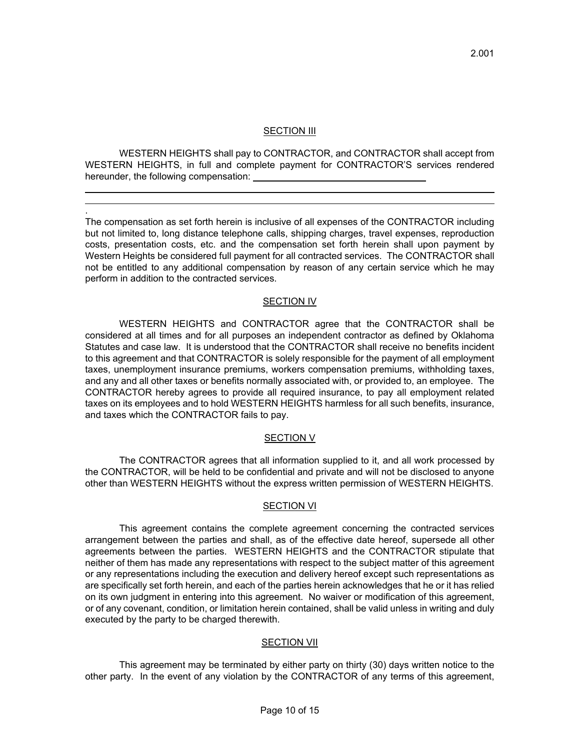2.001

## SECTION III

WESTERN HEIGHTS shall pay to CONTRACTOR, and CONTRACTOR shall accept from WESTERN HEIGHTS, in full and complete payment for CONTRACTOR'S services rendered hereunder, the following compensation: ______________________________

______________________________________________________________________________

______________________________________________________________________________

.

The compensation as set forth herein is inclusive of all expenses of the CONTRACTOR including but not limited to, long distance telephone calls, shipping charges, travel expenses, reproduction costs, presentation costs, etc. and the compensation set forth herein shall upon payment by Western Heights be considered full payment for all contracted services. The CONTRACTOR shall not be entitled to any additional compensation by reason of any certain service which he may perform in addition to the contracted services.

## SECTION IV

WESTERN HEIGHTS and CONTRACTOR agree that the CONTRACTOR shall be considered at all times and for all purposes an independent contractor as defined by Oklahoma Statutes and case law. It is understood that the CONTRACTOR shall receive no benefits incident to this agreement and that CONTRACTOR is solely responsible for the payment of all employment taxes, unemployment insurance premiums, workers compensation premiums, withholding taxes, and any and all other taxes or benefits normally associated with, or provided to, an employee. The CONTRACTOR hereby agrees to provide all required insurance, to pay all employment related taxes on its employees and to hold WESTERN HEIGHTS harmless for all such benefits, insurance, and taxes which the CONTRACTOR fails to pay.

## SECTION V

The CONTRACTOR agrees that all information supplied to it, and all work processed by the CONTRACTOR, will be held to be confidential and private and will not be disclosed to anyone other than WESTERN HEIGHTS without the express written permission of WESTERN HEIGHTS.

## SECTION VI

This agreement contains the complete agreement concerning the contracted services arrangement between the parties and shall, as of the effective date hereof, supersede all other agreements between the parties. WESTERN HEIGHTS and the CONTRACTOR stipulate that neither of them has made any representations with respect to the subject matter of this agreement or any representations including the execution and delivery hereof except such representations as are specifically set forth herein, and each of the parties herein acknowledges that he or it has relied on its own judgment in entering into this agreement. No waiver or modification of this agreement, or of any covenant, condition, or limitation herein contained, shall be valid unless in writing and duly executed by the party to be charged therewith.

## SECTION VII

This agreement may be terminated by either party on thirty (30) days written notice to the other party. In the event of any violation by the CONTRACTOR of any terms of this agreement,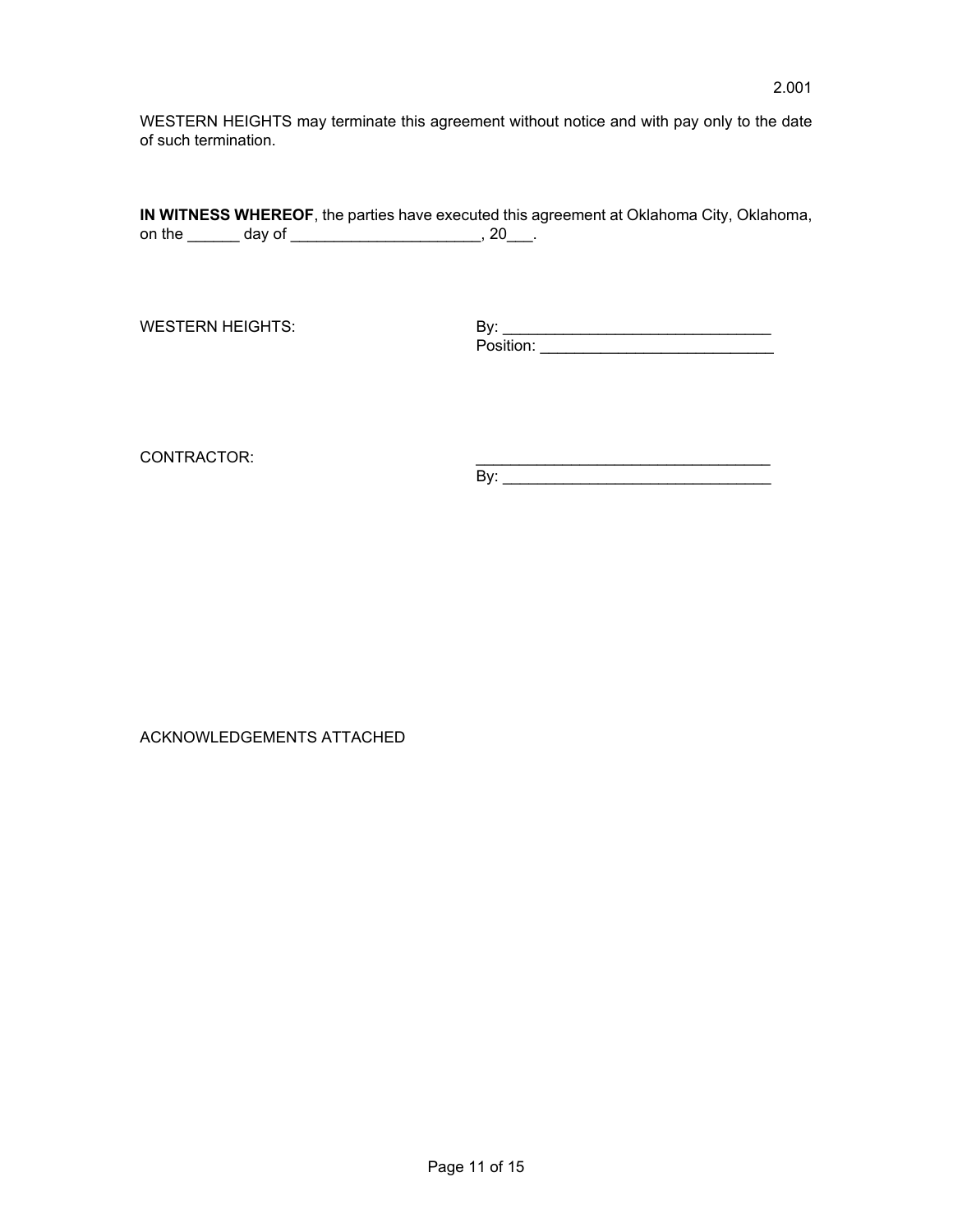2.001

WESTERN HEIGHTS may terminate this agreement without notice and with pay only to the date of such termination.

**IN WITNESS WHEREOF**, the parties have executed this agreement at Oklahoma City, Oklahoma, on the ______ day of ______________________, 20___.

WESTERN HEIGHTS:

By: _______________________________
Position: ___________________________

CONTRACTOR:

__________________________________
By: _______________________________

ACKNOWLEDGEMENTS ATTACHED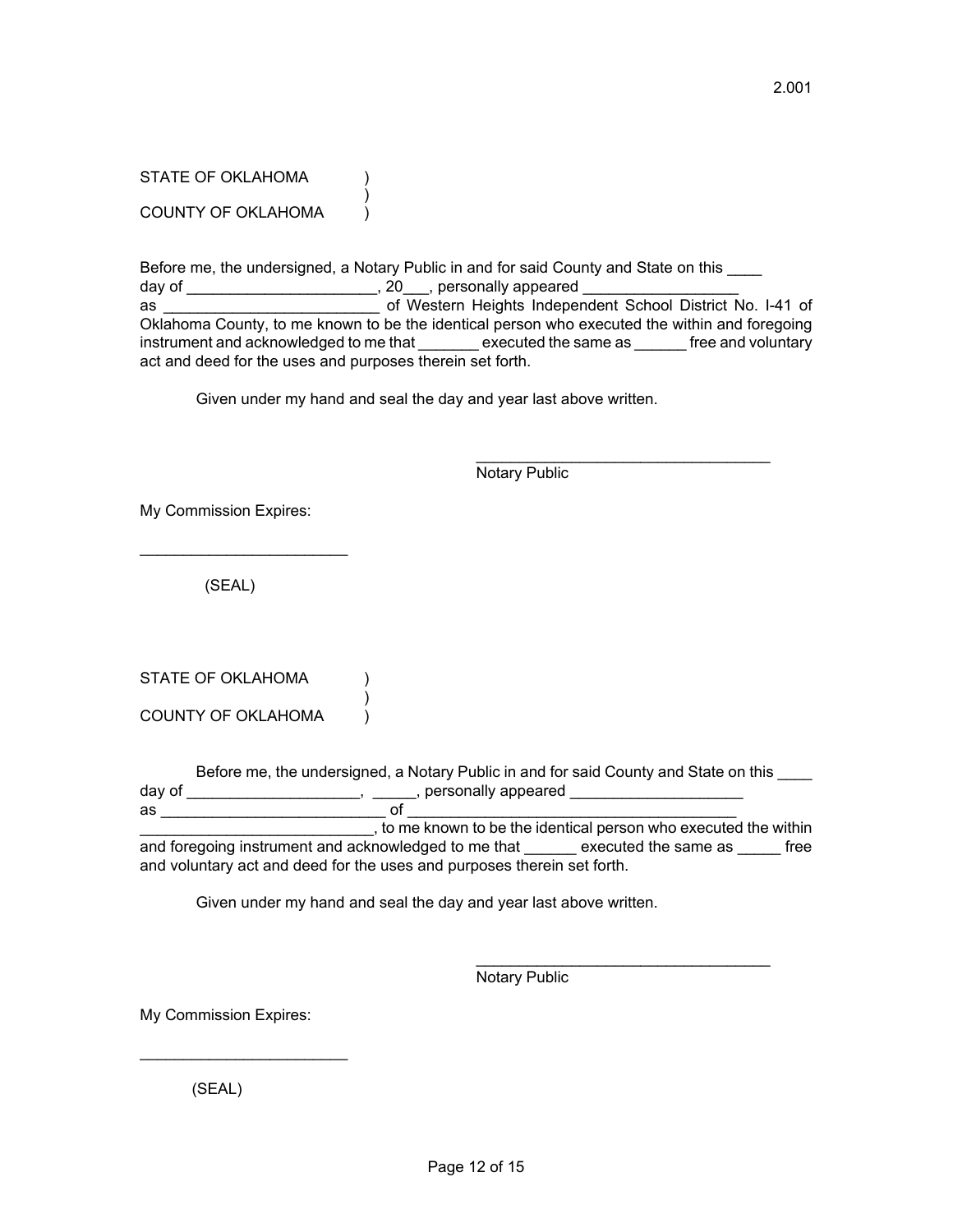2.001

STATE OF OKLAHOMA )
)
COUNTY OF OKLAHOMA )

Before me, the undersigned, a Notary Public in and for said County and State on this ____ day of ______________________, 20___, personally appeared __________________ as _________________________ of Western Heights Independent School District No. I-41 of Oklahoma County, to me known to be the identical person who executed the within and foregoing instrument and acknowledged to me that _______ executed the same as ______ free and voluntary act and deed for the uses and purposes therein set forth.

Given under my hand and seal the day and year last above written.

___________________________________
Notary Public

My Commission Expires:

________________________

(SEAL)

STATE OF OKLAHOMA )
)
COUNTY OF OKLAHOMA )

Before me, the undersigned, a Notary Public in and for said County and State on this ____ day of ____________________, _____, personally appeared ____________________ as __________________________ of ________________________________________ ___________________________, to me known to be the identical person who executed the within and foregoing instrument and acknowledged to me that ______ executed the same as _____ free and voluntary act and deed for the uses and purposes therein set forth.

Given under my hand and seal the day and year last above written.

___________________________________
Notary Public

My Commission Expires:

________________________

(SEAL)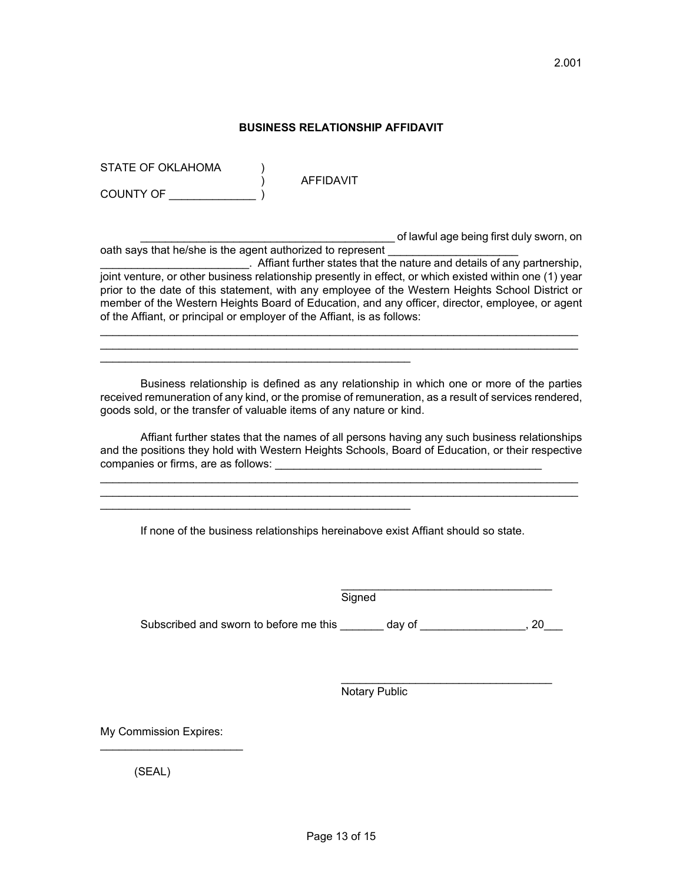2.001

## BUSINESS RELATIONSHIP AFFIDAVIT

STATE OF OKLAHOMA )
) AFFIDAVIT
COUNTY OF ______________ )

__________________________________________ of lawful age being first duly sworn, on oath says that he/she is the agent authorized to represent ______________________ ________________________. Affiant further states that the nature and details of any partnership, joint venture, or other business relationship presently in effect, or which existed within one (1) year prior to the date of this statement, with any employee of the Western Heights School District or member of the Western Heights Board of Education, and any officer, director, employee, or agent of the Affiant, or principal or employer of the Affiant, is as follows:

________________________________________________________________________________
________________________________________________________________________________
____________________________________________________

Business relationship is defined as any relationship in which one or more of the parties received remuneration of any kind, or the promise of remuneration, as a result of services rendered, goods sold, or the transfer of valuable items of any nature or kind.

Affiant further states that the names of all persons having any such business relationships and the positions they hold with Western Heights Schools, Board of Education, or their respective companies or firms, are as follows: ____________________________________________
________________________________________________________________________________
________________________________________________________________________________
____________________________________________________

If none of the business relationships hereinabove exist Affiant should so state.

__________________________________
Signed

Subscribed and sworn to before me this _______ day of ________________, 20___

__________________________________
Notary Public

My Commission Expires:
______________________

(SEAL)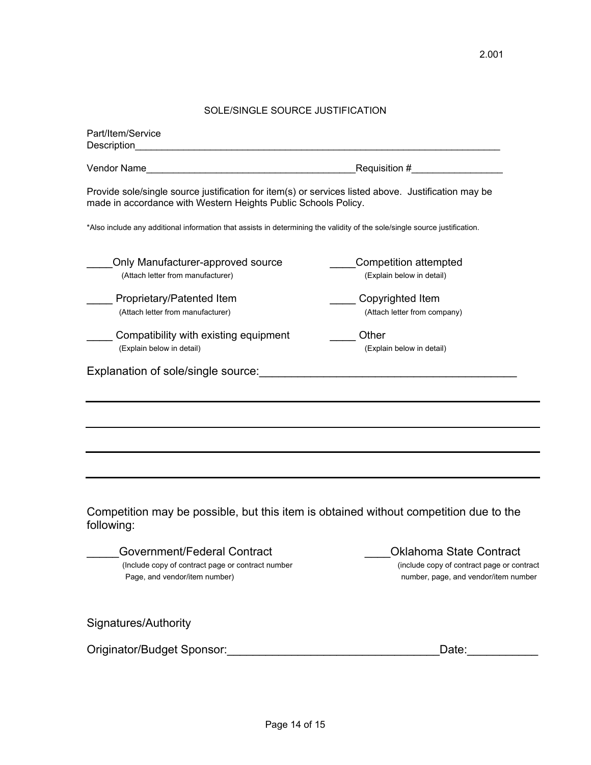2.001

## SOLE/SINGLE SOURCE JUSTIFICATION

Part/Item/Service Description_______________________________________________________________________

Vendor Name______________________________________Requisition #_________________

Provide sole/single source justification for item(s) or services listed above. Justification may be made in accordance with Western Heights Public Schools Policy.

*Also include any additional information that assists in determining the validity of the sole/single source justification.

____Only Manufacturer-approved source
(Attach letter from manufacturer)

____Competition attempted
(Explain below in detail)

____ Proprietary/Patented Item
(Attach letter from manufacturer)

____ Copyrighted Item
(Attach letter from company)

____ Compatibility with existing equipment
(Explain below in detail)

____ Other
(Explain below in detail)

Explanation of sole/single source:_________________________________________

_____________________________________________________________________________

_____________________________________________________________________________

_____________________________________________________________________________

_____________________________________________________________________________

Competition may be possible, but this item is obtained without competition due to the following:

_____Government/Federal Contract
(Include copy of contract page or contract number Page, and vendor/item number)

____Oklahoma State Contract
(include copy of contract page or contract number, page, and vendor/item number

Signatures/Authority

Originator/Budget Sponsor:_________________________________Date:___________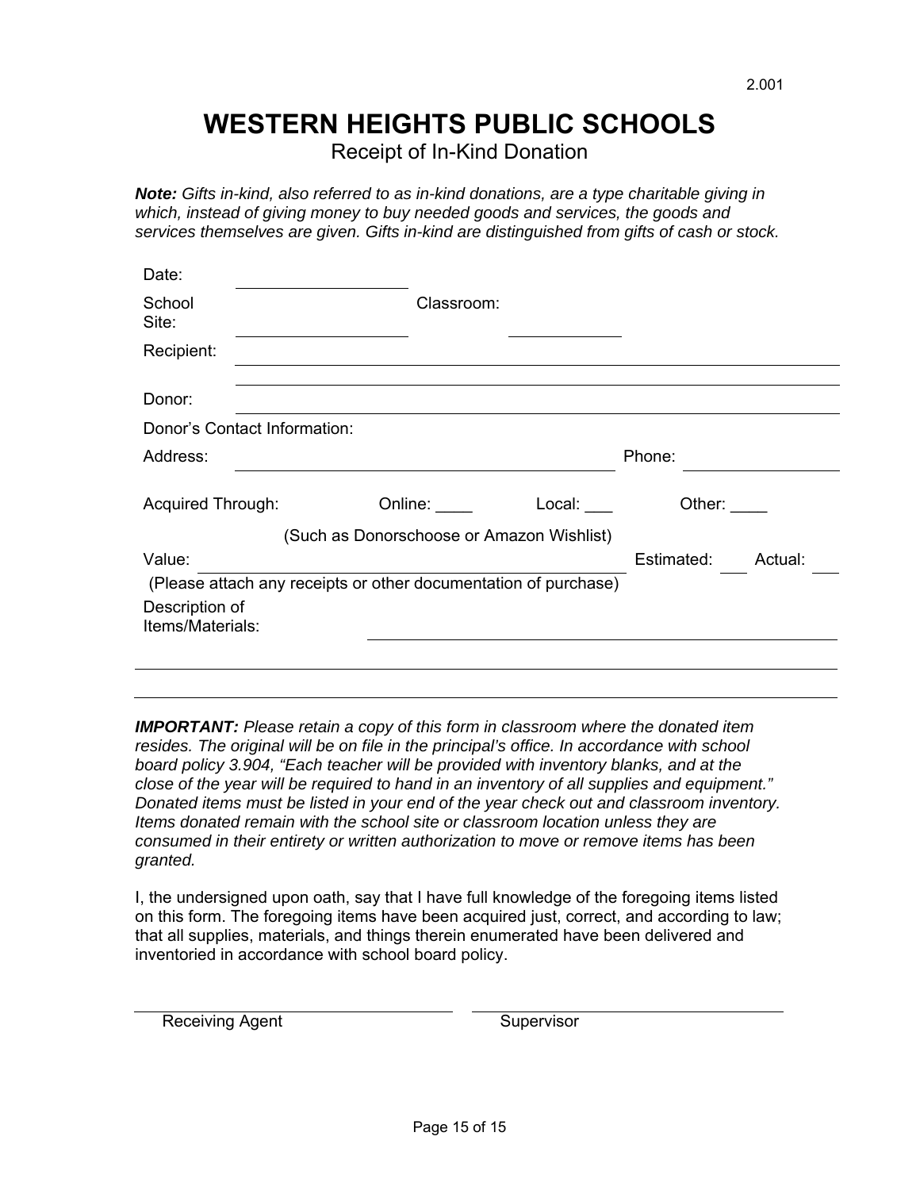2.001

# WESTERN HEIGHTS PUBLIC SCHOOLS

Receipt of In-Kind Donation

***Note:*** *Gifts in-kind, also referred to as in-kind donations, are a type charitable giving in which, instead of giving money to buy needed goods and services, the goods and services themselves are given. Gifts in-kind are distinguished from gifts of cash or stock.*

Date: ____________________

School Site: ____________________ Classroom: ____________

Recipient: ________________________________________________________________

________________________________________________________________

Donor: ________________________________________________________________

Donor's Contact Information:

Address: ________________________________________ Phone: ______________

Acquired Through: Online: ____ Local: ___ Other: ____

(Such as Donorschoose or Amazon Wishlist)

Value: ________________________________________ Estimated: ___ Actual: ___

(Please attach any receipts or other documentation of purchase)

Description of Items/Materials: ________________________________________________

________________________________________________________________

________________________________________________________________

***IMPORTANT:*** *Please retain a copy of this form in classroom where the donated item resides. The original will be on file in the principal's office. In accordance with school board policy 3.904, "Each teacher will be provided with inventory blanks, and at the close of the year will be required to hand in an inventory of all supplies and equipment." Donated items must be listed in your end of the year check out and classroom inventory. Items donated remain with the school site or classroom location unless they are consumed in their entirety or written authorization to move or remove items has been granted.*

I, the undersigned upon oath, say that I have full knowledge of the foregoing items listed on this form. The foregoing items have been acquired just, correct, and according to law; that all supplies, materials, and things therein enumerated have been delivered and inventoried in accordance with school board policy.

______________________________ ______________________________

Receiving Agent Supervisor